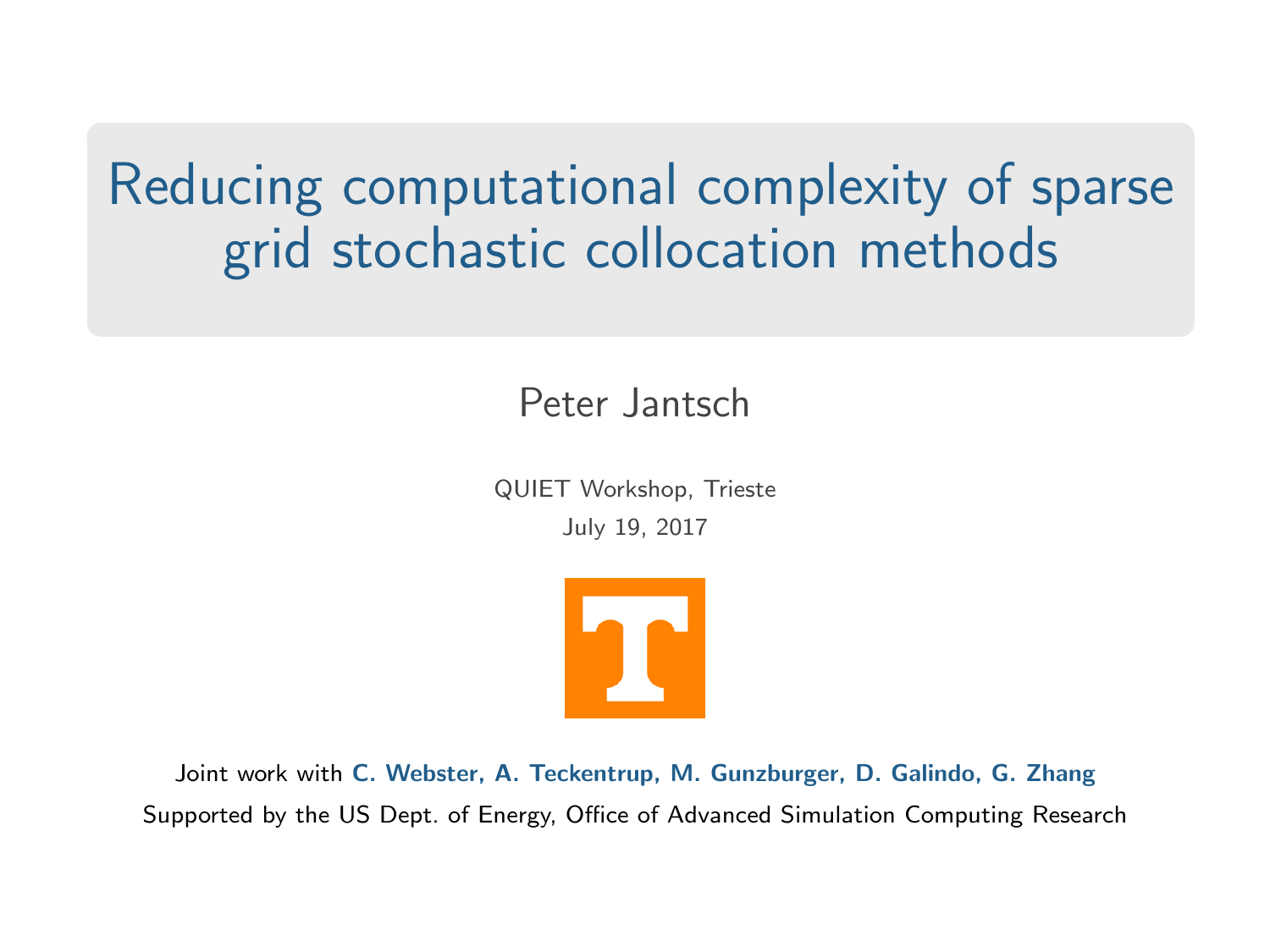# Reducing computational complexity of sparse grid stochastic collocation methods

Peter Jantsch

QUIET Workshop, Trieste

July 19, 2017

Joint work with **C. Webster, A. Teckentrup, M. Gunzburger, D. Galindo, G. Zhang**

Supported by the US Dept. of Energy, Office of Advanced Simulation Computing Research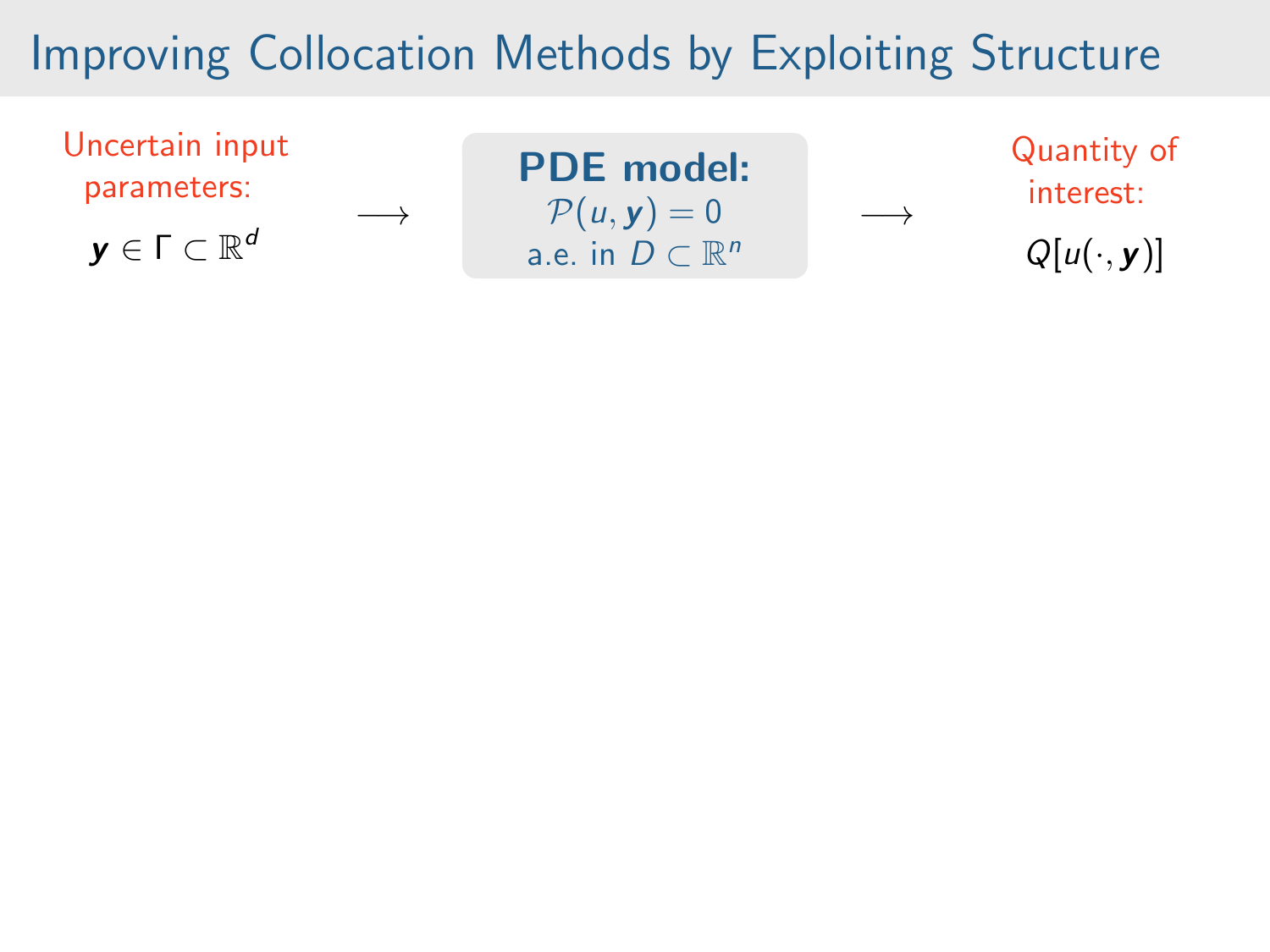# Improving Collocation Methods by Exploiting Structure

Uncertain input parameters:

$\boldsymbol{y} \in \Gamma \subset \mathbb{R}^d$

$\longrightarrow$

**PDE model:**

$\mathcal{P}(u, \boldsymbol{y}) = 0$

a.e. in $D \subset \mathbb{R}^n$

$\longrightarrow$

Quantity of interest:

$Q[u(\cdot, \boldsymbol{y})]$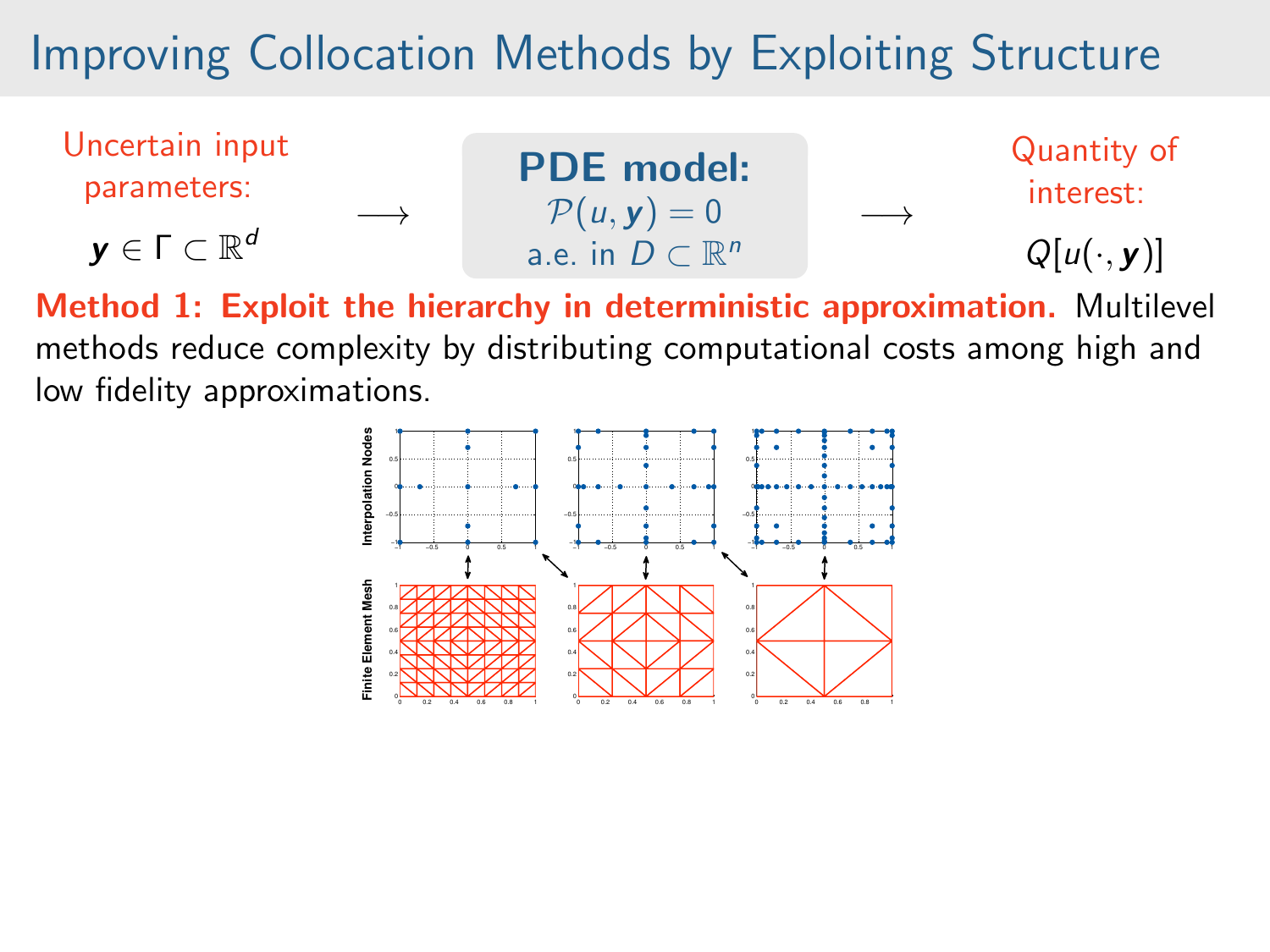# Improving Collocation Methods by Exploiting Structure

Uncertain input parameters:

$\boldsymbol{y} \in \Gamma \subset \mathbb{R}^d$

$\longrightarrow$

**PDE model:**
$\mathcal{P}(u, \boldsymbol{y}) = 0$
a.e. in $D \subset \mathbb{R}^n$

$\longrightarrow$

Quantity of interest:

$Q[u(\cdot, \boldsymbol{y})]$

**Method 1: Exploit the hierarchy in deterministic approximation.** Multilevel methods reduce complexity by distributing computational costs among high and low fidelity approximations.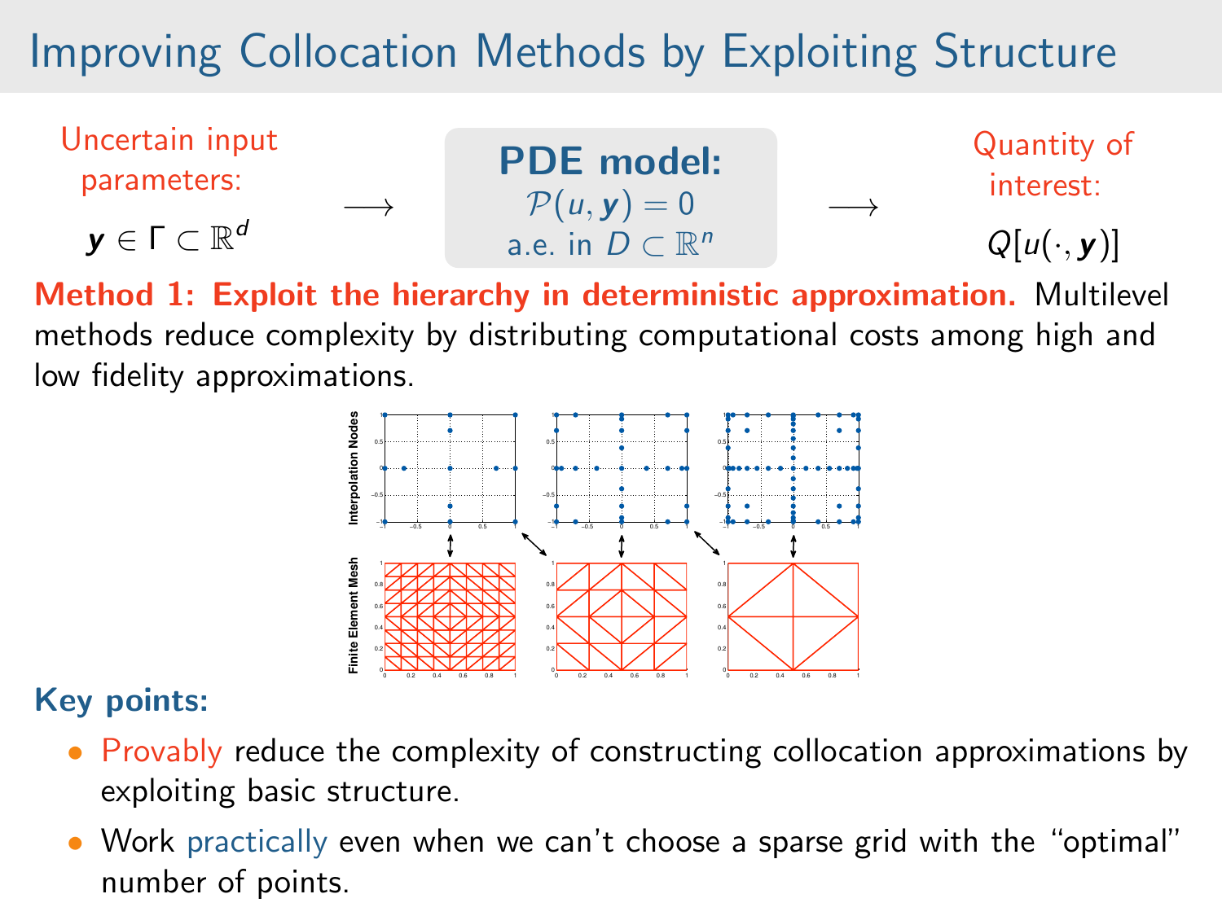# Improving Collocation Methods by Exploiting Structure

Uncertain input parameters: $\boldsymbol{y} \in \Gamma \subset \mathbb{R}^d$ $\longrightarrow$ **PDE model:** $\mathcal{P}(u, \boldsymbol{y}) = 0$ a.e. in $D \subset \mathbb{R}^n$ $\longrightarrow$ Quantity of interest: $Q[u(\cdot, \boldsymbol{y})]$

**Method 1: Exploit the hierarchy in deterministic approximation.** Multilevel methods reduce complexity by distributing computational costs among high and low fidelity approximations.

**Key points:**

- Provably reduce the complexity of constructing collocation approximations by exploiting basic structure.
- Work practically even when we can't choose a sparse grid with the "optimal" number of points.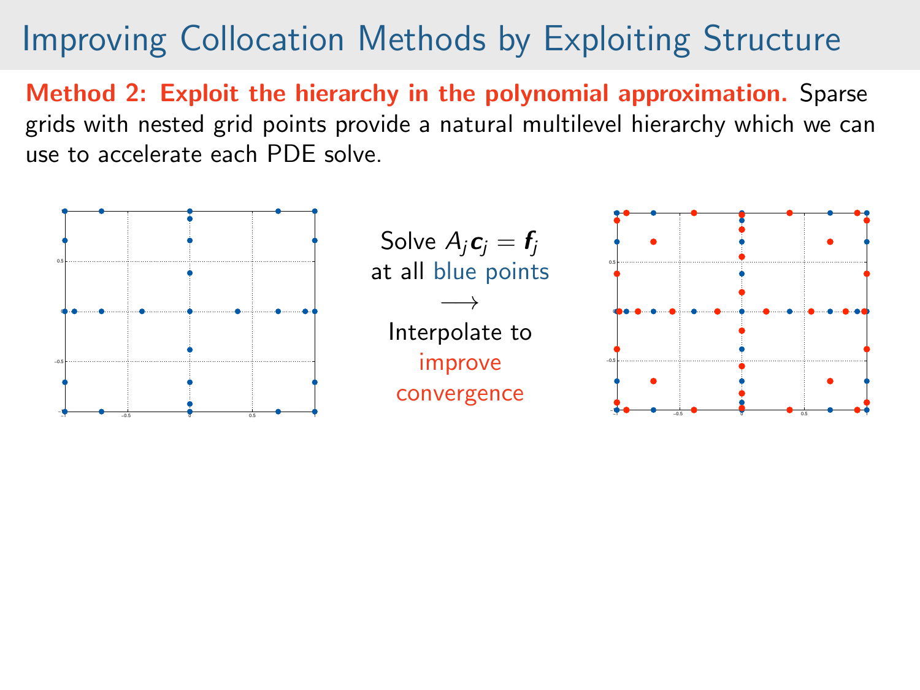# Improving Collocation Methods by Exploiting Structure

**Method 2: Exploit the hierarchy in the polynomial approximation.** Sparse grids with nested grid points provide a natural multilevel hierarchy which we can use to accelerate each PDE solve.

Solve $A_j \boldsymbol{c}_j = \boldsymbol{f}_j$ at all blue points

$\longrightarrow$

Interpolate to improve convergence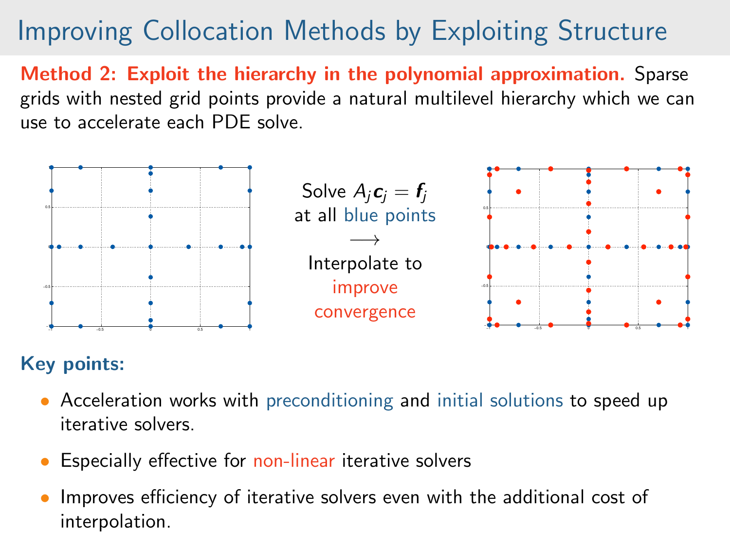# Improving Collocation Methods by Exploiting Structure

**Method 2: Exploit the hierarchy in the polynomial approximation.** Sparse grids with nested grid points provide a natural multilevel hierarchy which we can use to accelerate each PDE solve.

Solve $A_j \boldsymbol{c}_j = \boldsymbol{f}_j$ at all blue points

$\longrightarrow$

Interpolate to improve convergence

## Key points:

- Acceleration works with preconditioning and initial solutions to speed up iterative solvers.
- Especially effective for non-linear iterative solvers
- Improves efficiency of iterative solvers even with the additional cost of interpolation.